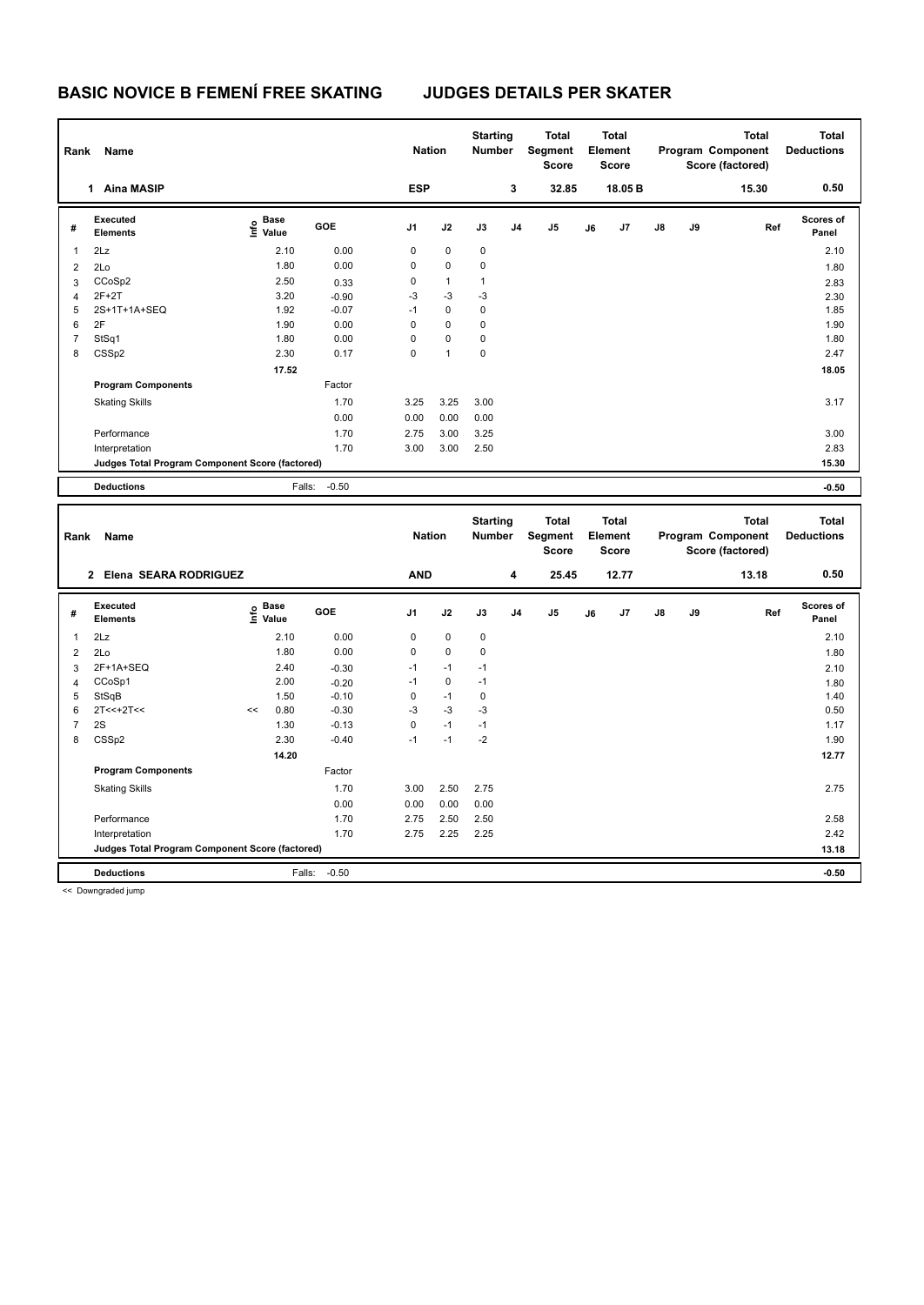# BASIC NOVICE B FEMENÍ FREE SKATING JUDGES DETAILS PER SKATER

| Rank | Name | Nation | Starting Number | Total Segment Score | Total Element Score | Total Program Component Score (factored) | Total Deductions |
|---|---|---|---|---|---|---|---|
| 1 | Aina MASIP | ESP | 3 | 32.85 | 18.05 B | 15.30 | 0.50 |

| # | Executed Elements | Info | Base Value | GOE | J1 | J2 | J3 | J4 | J5 | J6 | J7 | J8 | J9 | Ref | Scores of Panel |
|---|---|---|---|---|---|---|---|---|---|---|---|---|---|---|---|
| 1 | 2Lz | | 2.10 | 0.00 | 0 | 0 | 0 | | | | | | | | 2.10 |
| 2 | 2Lo | | 1.80 | 0.00 | 0 | 0 | 0 | | | | | | | | 1.80 |
| 3 | CCoSp2 | | 2.50 | 0.33 | 0 | 1 | 1 | | | | | | | | 2.83 |
| 4 | 2F+2T | | 3.20 | -0.90 | -3 | -3 | -3 | | | | | | | | 2.30 |
| 5 | 2S+1T+1A+SEQ | | 1.92 | -0.07 | -1 | 0 | 0 | | | | | | | | 1.85 |
| 6 | 2F | | 1.90 | 0.00 | 0 | 0 | 0 | | | | | | | | 1.90 |
| 7 | StSq1 | | 1.80 | 0.00 | 0 | 0 | 0 | | | | | | | | 1.80 |
| 8 | CSSp2 | | 2.30 | 0.17 | 0 | 1 | 0 | | | | | | | | 2.47 |
| | | | 17.52 | | | | | | | | | | | | 18.05 |
| | Program Components | | | Factor | | | | | | | | | | | |
| | Skating Skills | | | 1.70 | 3.25 | 3.25 | 3.00 | | | | | | | | 3.17 |
| | | | | 0.00 | 0.00 | 0.00 | 0.00 | | | | | | | | |
| | Performance | | | 1.70 | 2.75 | 3.00 | 3.25 | | | | | | | | 3.00 |
| | Interpretation | | | 1.70 | 3.00 | 3.00 | 2.50 | | | | | | | | 2.83 |
| | Judges Total Program Component Score (factored) | | | | | | | | | | | | | | 15.30 |
| | Deductions | | Falls: | -0.50 | | | | | | | | | | | -0.50 |

| Rank | Name | Nation | Starting Number | Total Segment Score | Total Element Score | Total Program Component Score (factored) | Total Deductions |
|---|---|---|---|---|---|---|---|
| 2 | Elena SEARA RODRIGUEZ | AND | 4 | 25.45 | 12.77 | 13.18 | 0.50 |

| # | Executed Elements | Info | Base Value | GOE | J1 | J2 | J3 | J4 | J5 | J6 | J7 | J8 | J9 | Ref | Scores of Panel |
|---|---|---|---|---|---|---|---|---|---|---|---|---|---|---|---|
| 1 | 2Lz | | 2.10 | 0.00 | 0 | 0 | 0 | | | | | | | | 2.10 |
| 2 | 2Lo | | 1.80 | 0.00 | 0 | 0 | 0 | | | | | | | | 1.80 |
| 3 | 2F+1A+SEQ | | 2.40 | -0.30 | -1 | -1 | -1 | | | | | | | | 2.10 |
| 4 | CCoSp1 | | 2.00 | -0.20 | -1 | 0 | -1 | | | | | | | | 1.80 |
| 5 | StSqB | | 1.50 | -0.10 | 0 | -1 | 0 | | | | | | | | 1.40 |
| 6 | 2T<<+2T<< | << | 0.80 | -0.30 | -3 | -3 | -3 | | | | | | | | 0.50 |
| 7 | 2S | | 1.30 | -0.13 | 0 | -1 | -1 | | | | | | | | 1.17 |
| 8 | CSSp2 | | 2.30 | -0.40 | -1 | -1 | -2 | | | | | | | | 1.90 |
| | | | 14.20 | | | | | | | | | | | | 12.77 |
| | Program Components | | | Factor | | | | | | | | | | | |
| | Skating Skills | | | 1.70 | 3.00 | 2.50 | 2.75 | | | | | | | | 2.75 |
| | | | | 0.00 | 0.00 | 0.00 | 0.00 | | | | | | | | |
| | Performance | | | 1.70 | 2.75 | 2.50 | 2.50 | | | | | | | | 2.58 |
| | Interpretation | | | 1.70 | 2.75 | 2.25 | 2.25 | | | | | | | | 2.42 |
| | Judges Total Program Component Score (factored) | | | | | | | | | | | | | | 13.18 |
| | Deductions | | Falls: | -0.50 | | | | | | | | | | | -0.50 |

<< Downgraded jump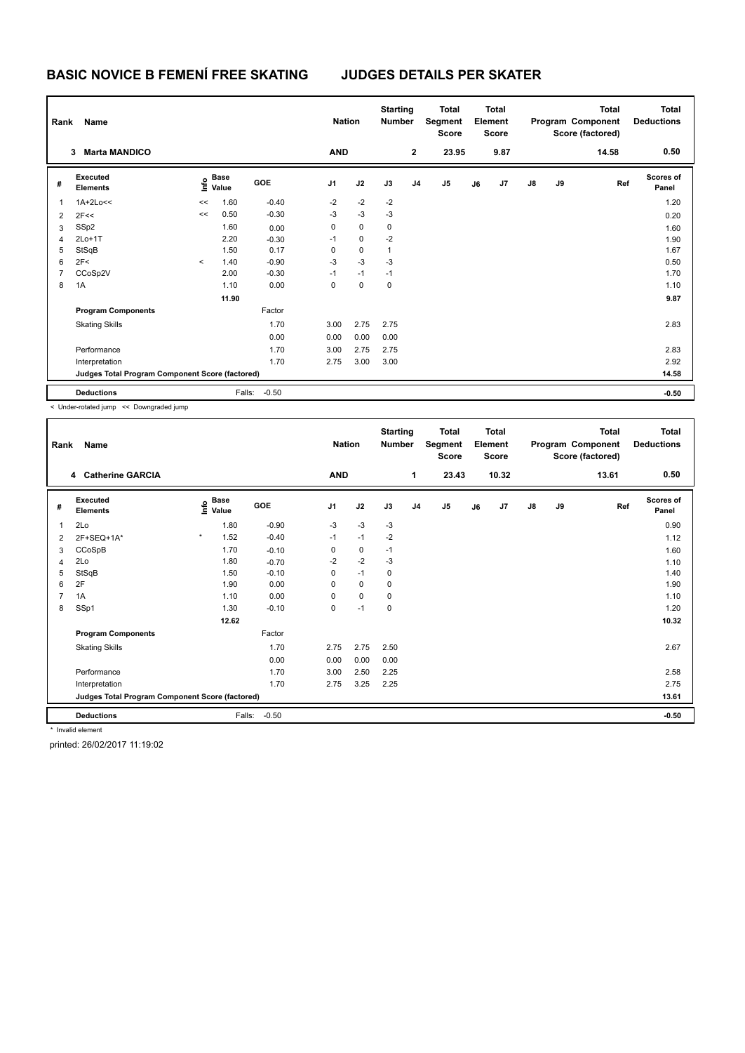# BASIC NOVICE B FEMENÍ FREE SKATING JUDGES DETAILS PER SKATER

| Rank | Name | | | Nation | Starting Number | Total Segment Score | Total Element Score | Total Program Component Score (factored) | Total Deductions |
|---|---|---|---|---|---|---|---|---|---|
| 3 | Marta MANDICO | | | AND | 2 | 23.95 | 9.87 | 14.58 | 0.50 |

| # | Executed Elements | Info | Base Value | GOE | J1 | J2 | J3 | J4 | J5 | J6 | J7 | J8 | J9 | Ref | Scores of Panel |
|---|---|---|---|---|---|---|---|---|---|---|---|---|---|---|---|
| 1 | 1A+2Lo<< | << | 1.60 | -0.40 | -2 | -2 | -2 | | | | | | | | 1.20 |
| 2 | 2F<< | << | 0.50 | -0.30 | -3 | -3 | -3 | | | | | | | | 0.20 |
| 3 | SSp2 | | 1.60 | 0.00 | 0 | 0 | 0 | | | | | | | | 1.60 |
| 4 | 2Lo+1T | | 2.20 | -0.30 | -1 | 0 | -2 | | | | | | | | 1.90 |
| 5 | StSqB | | 1.50 | 0.17 | 0 | 0 | 1 | | | | | | | | 1.67 |
| 6 | 2F< | < | 1.40 | -0.90 | -3 | -3 | -3 | | | | | | | | 0.50 |
| 7 | CCoSp2V | | 2.00 | -0.30 | -1 | -1 | -1 | | | | | | | | 1.70 |
| 8 | 1A | | 1.10 | 0.00 | 0 | 0 | 0 | | | | | | | | 1.10 |
| | | | 11.90 | | | | | | | | | | | | 9.87 |
| | Program Components | | | Factor | | | | | | | | | | | |
| | Skating Skills | | | 1.70 | 3.00 | 2.75 | 2.75 | | | | | | | | 2.83 |
| | | | | 0.00 | 0.00 | 0.00 | 0.00 | | | | | | | | |
| | Performance | | | 1.70 | 3.00 | 2.75 | 2.75 | | | | | | | | 2.83 |
| | Interpretation | | | 1.70 | 2.75 | 3.00 | 3.00 | | | | | | | | 2.92 |
| | Judges Total Program Component Score (factored) | | | | | | | | | | | | | | 14.58 |
| | Deductions | | Falls: | -0.50 | | | | | | | | | | | -0.50 |

< Under-rotated jump << Downgraded jump

| Rank | Name | | | Nation | Starting Number | Total Segment Score | Total Element Score | Total Program Component Score (factored) | Total Deductions |
|---|---|---|---|---|---|---|---|---|---|
| 4 | Catherine GARCIA | | | AND | 1 | 23.43 | 10.32 | 13.61 | 0.50 |

| # | Executed Elements | Info | Base Value | GOE | J1 | J2 | J3 | J4 | J5 | J6 | J7 | J8 | J9 | Ref | Scores of Panel |
|---|---|---|---|---|---|---|---|---|---|---|---|---|---|---|---|
| 1 | 2Lo | | 1.80 | -0.90 | -3 | -3 | -3 | | | | | | | | 0.90 |
| 2 | 2F+SEQ+1A* | * | 1.52 | -0.40 | -1 | -1 | -2 | | | | | | | | 1.12 |
| 3 | CCoSpB | | 1.70 | -0.10 | 0 | 0 | -1 | | | | | | | | 1.60 |
| 4 | 2Lo | | 1.80 | -0.70 | -2 | -2 | -3 | | | | | | | | 1.10 |
| 5 | StSqB | | 1.50 | -0.10 | 0 | -1 | 0 | | | | | | | | 1.40 |
| 6 | 2F | | 1.90 | 0.00 | 0 | 0 | 0 | | | | | | | | 1.90 |
| 7 | 1A | | 1.10 | 0.00 | 0 | 0 | 0 | | | | | | | | 1.10 |
| 8 | SSp1 | | 1.30 | -0.10 | 0 | -1 | 0 | | | | | | | | 1.20 |
| | | | 12.62 | | | | | | | | | | | | 10.32 |
| | Program Components | | | Factor | | | | | | | | | | | |
| | Skating Skills | | | 1.70 | 2.75 | 2.75 | 2.50 | | | | | | | | 2.67 |
| | | | | 0.00 | 0.00 | 0.00 | 0.00 | | | | | | | | |
| | Performance | | | 1.70 | 3.00 | 2.50 | 2.25 | | | | | | | | 2.58 |
| | Interpretation | | | 1.70 | 2.75 | 3.25 | 2.25 | | | | | | | | 2.75 |
| | Judges Total Program Component Score (factored) | | | | | | | | | | | | | | 13.61 |
| | Deductions | | Falls: | -0.50 | | | | | | | | | | | -0.50 |

* Invalid element

printed: 26/02/2017 11:19:02